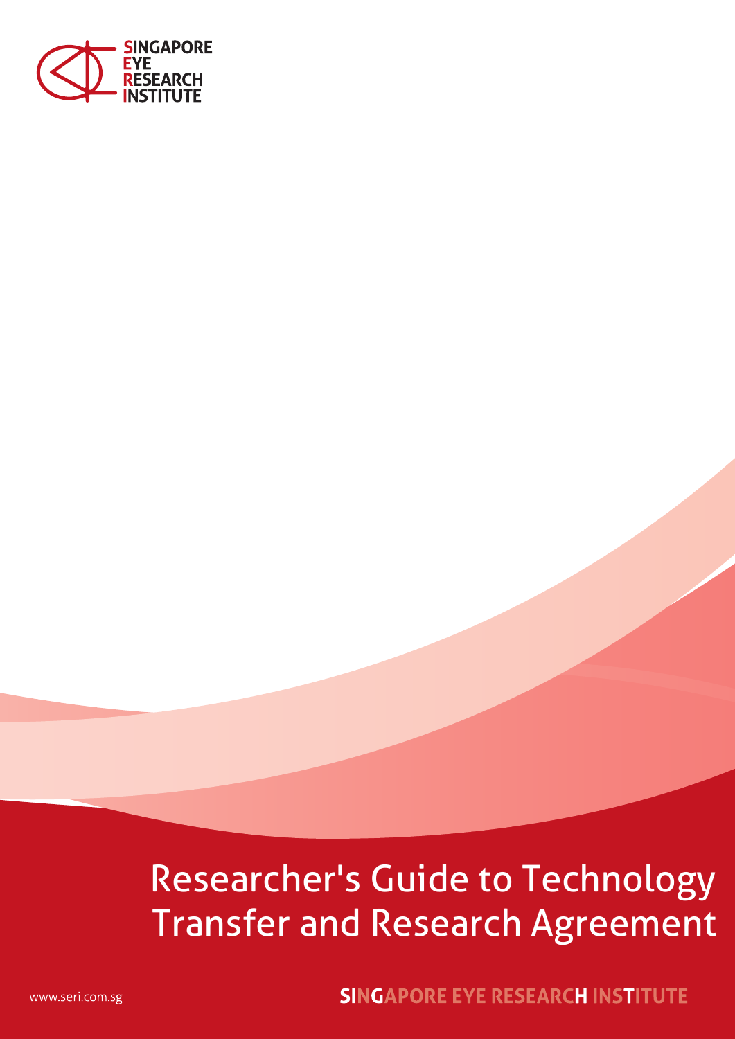SINGAPORE EYE RESEARCH INSTITUTE

# Researcher's Guide to Technology Transfer and Research Agreement

www.seri.com.sg

SINGAPORE EYE RESEARCH INSTITUTE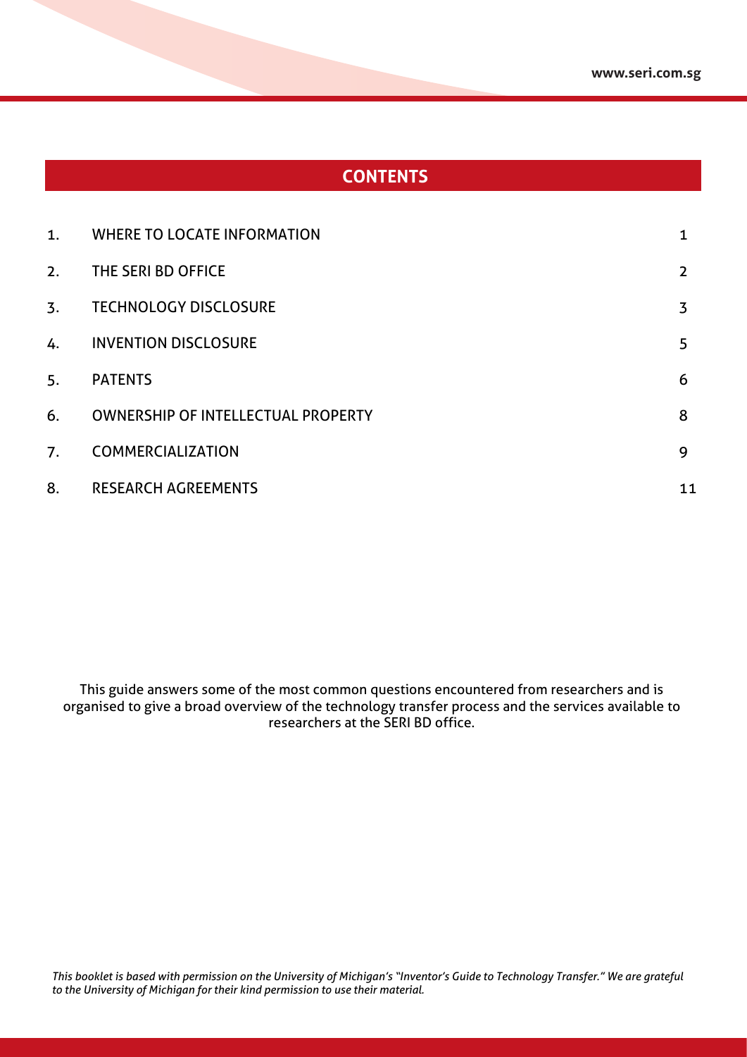## CONTENTS

| | | |
|---|---|---|
| 1. | WHERE TO LOCATE INFORMATION | 1 |
| 2. | THE SERI BD OFFICE | 2 |
| 3. | TECHNOLOGY DISCLOSURE | 3 |
| 4. | INVENTION DISCLOSURE | 5 |
| 5. | PATENTS | 6 |
| 6. | OWNERSHIP OF INTELLECTUAL PROPERTY | 8 |
| 7. | COMMERCIALIZATION | 9 |
| 8. | RESEARCH AGREEMENTS | 11 |

This guide answers some of the most common questions encountered from researchers and is organised to give a broad overview of the technology transfer process and the services available to researchers at the SERI BD office.

*This booklet is based with permission on the University of Michigan's "Inventor's Guide to Technology Transfer." We are grateful to the University of Michigan for their kind permission to use their material.*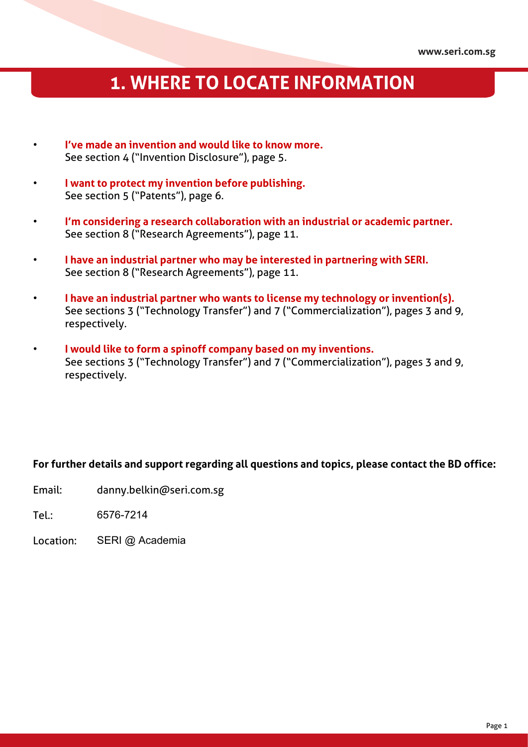# 1. WHERE TO LOCATE INFORMATION

- **I've made an invention and would like to know more.**
  See section 4 ("Invention Disclosure"), page 5.

- **I want to protect my invention before publishing.**
  See section 5 ("Patents"), page 6.

- **I'm considering a research collaboration with an industrial or academic partner.**
  See section 8 ("Research Agreements"), page 11.

- **I have an industrial partner who may be interested in partnering with SERI.**
  See section 8 ("Research Agreements"), page 11.

- **I have an industrial partner who wants to license my technology or invention(s).**
  See sections 3 ("Technology Transfer") and 7 ("Commercialization"), pages 3 and 9, respectively.

- **I would like to form a spinoff company based on my inventions.**
  See sections 3 ("Technology Transfer") and 7 ("Commercialization"), pages 3 and 9, respectively.

**For further details and support regarding all questions and topics, please contact the BD office:**

Email: danny.belkin@seri.com.sg

Tel.: 6576-7214

Location: SERI @ Academia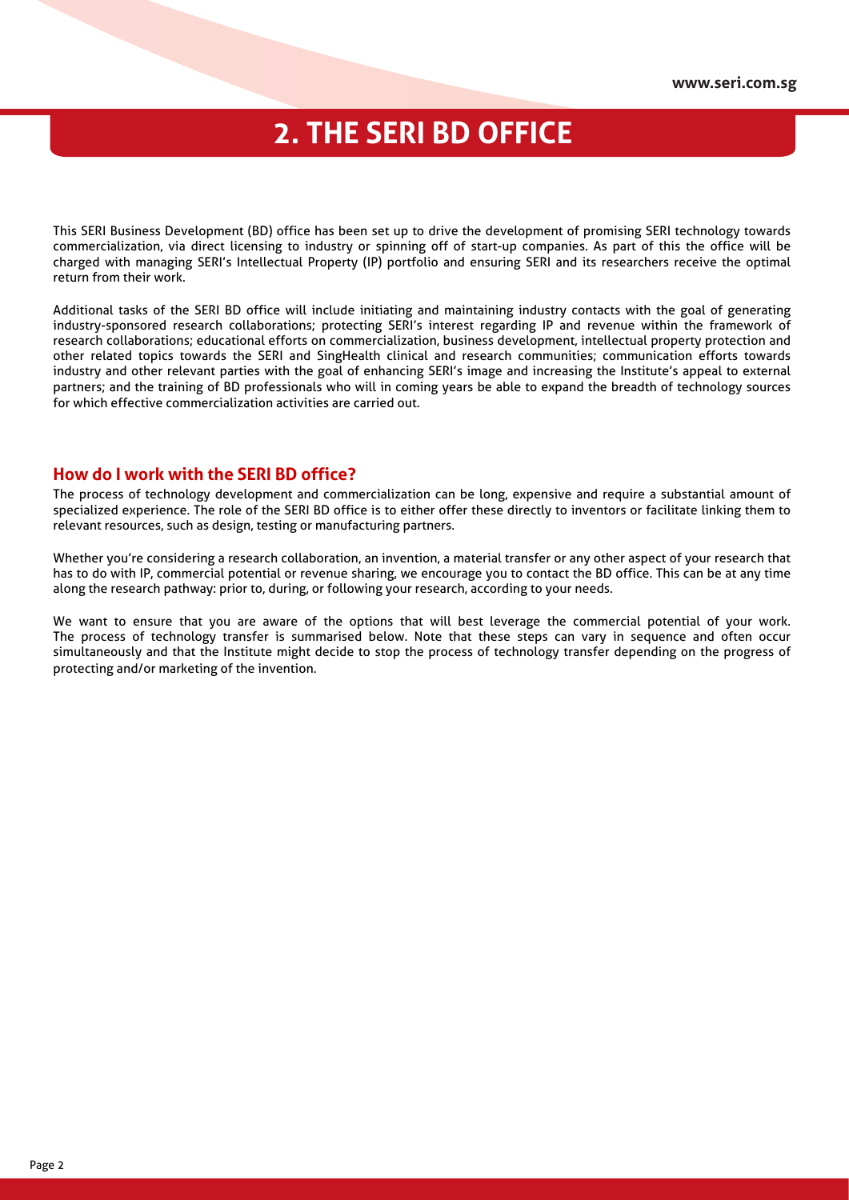# 2. THE SERI BD OFFICE

This SERI Business Development (BD) office has been set up to drive the development of promising SERI technology towards commercialization, via direct licensing to industry or spinning off of start-up companies. As part of this the office will be charged with managing SERI's Intellectual Property (IP) portfolio and ensuring SERI and its researchers receive the optimal return from their work.

Additional tasks of the SERI BD office will include initiating and maintaining industry contacts with the goal of generating industry-sponsored research collaborations; protecting SERI's interest regarding IP and revenue within the framework of research collaborations; educational efforts on commercialization, business development, intellectual property protection and other related topics towards the SERI and SingHealth clinical and research communities; communication efforts towards industry and other relevant parties with the goal of enhancing SERI's image and increasing the Institute's appeal to external partners; and the training of BD professionals who will in coming years be able to expand the breadth of technology sources for which effective commercialization activities are carried out.

## How do I work with the SERI BD office?

The process of technology development and commercialization can be long, expensive and require a substantial amount of specialized experience. The role of the SERI BD office is to either offer these directly to inventors or facilitate linking them to relevant resources, such as design, testing or manufacturing partners.

Whether you're considering a research collaboration, an invention, a material transfer or any other aspect of your research that has to do with IP, commercial potential or revenue sharing, we encourage you to contact the BD office. This can be at any time along the research pathway: prior to, during, or following your research, according to your needs.

We want to ensure that you are aware of the options that will best leverage the commercial potential of your work. The process of technology transfer is summarised below. Note that these steps can vary in sequence and often occur simultaneously and that the Institute might decide to stop the process of technology transfer depending on the progress of protecting and/or marketing of the invention.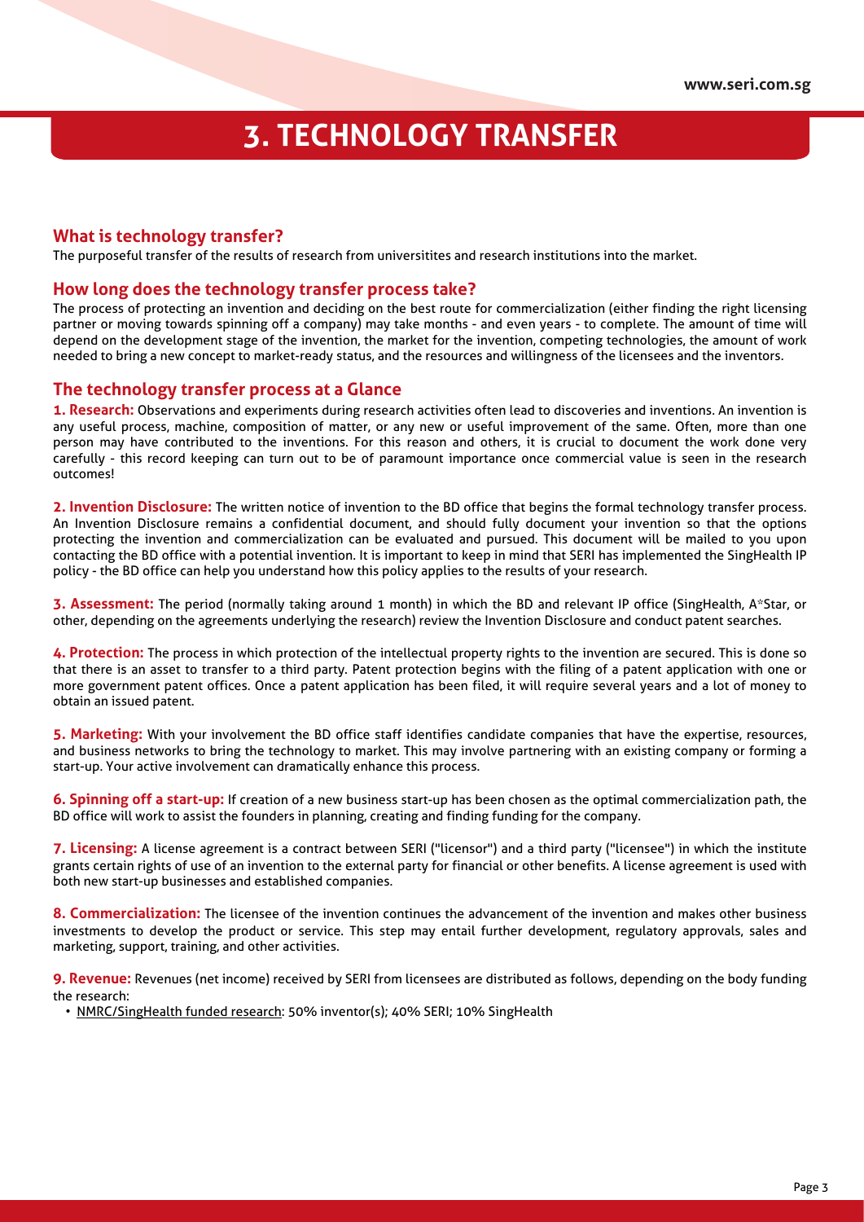# 3. TECHNOLOGY TRANSFER

## What is technology transfer?

The purposeful transfer of the results of research from universitites and research institutions into the market.

## How long does the technology transfer process take?

The process of protecting an invention and deciding on the best route for commercialization (either finding the right licensing partner or moving towards spinning off a company) may take months - and even years - to complete. The amount of time will depend on the development stage of the invention, the market for the invention, competing technologies, the amount of work needed to bring a new concept to market-ready status, and the resources and willingness of the licensees and the inventors.

## The technology transfer process at a Glance

**1. Research:** Observations and experiments during research activities often lead to discoveries and inventions. An invention is any useful process, machine, composition of matter, or any new or useful improvement of the same. Often, more than one person may have contributed to the inventions. For this reason and others, it is crucial to document the work done very carefully - this record keeping can turn out to be of paramount importance once commercial value is seen in the research outcomes!

**2. Invention Disclosure:** The written notice of invention to the BD office that begins the formal technology transfer process. An Invention Disclosure remains a confidential document, and should fully document your invention so that the options protecting the invention and commercialization can be evaluated and pursued. This document will be mailed to you upon contacting the BD office with a potential invention. It is important to keep in mind that SERI has implemented the SingHealth IP policy - the BD office can help you understand how this policy applies to the results of your research.

**3. Assessment:** The period (normally taking around 1 month) in which the BD and relevant IP office (SingHealth, A*Star, or other, depending on the agreements underlying the research) review the Invention Disclosure and conduct patent searches.

**4. Protection:** The process in which protection of the intellectual property rights to the invention are secured. This is done so that there is an asset to transfer to a third party. Patent protection begins with the filing of a patent application with one or more government patent offices. Once a patent application has been filed, it will require several years and a lot of money to obtain an issued patent.

**5. Marketing:** With your involvement the BD office staff identifies candidate companies that have the expertise, resources, and business networks to bring the technology to market. This may involve partnering with an existing company or forming a start-up. Your active involvement can dramatically enhance this process.

**6. Spinning off a start-up:** If creation of a new business start-up has been chosen as the optimal commercialization path, the BD office will work to assist the founders in planning, creating and finding funding for the company.

**7. Licensing:** A license agreement is a contract between SERI ("licensor") and a third party ("licensee") in which the institute grants certain rights of use of an invention to the external party for financial or other benefits. A license agreement is used with both new start-up businesses and established companies.

**8. Commercialization:** The licensee of the invention continues the advancement of the invention and makes other business investments to develop the product or service. This step may entail further development, regulatory approvals, sales and marketing, support, training, and other activities.

**9. Revenue:** Revenues (net income) received by SERI from licensees are distributed as follows, depending on the body funding the research:

- NMRC/SingHealth funded research: 50% inventor(s); 40% SERI; 10% SingHealth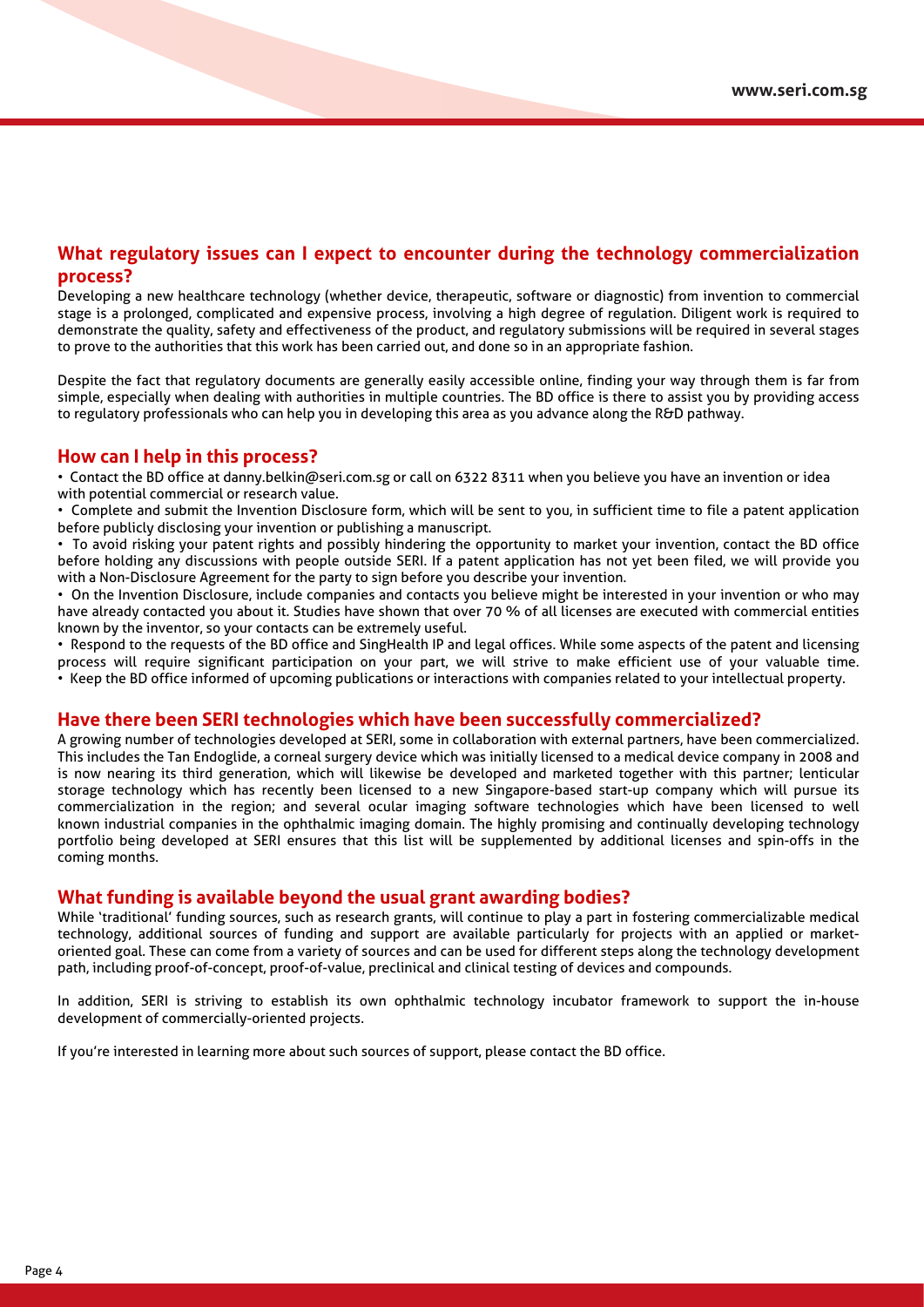## What regulatory issues can I expect to encounter during the technology commercialization process?

Developing a new healthcare technology (whether device, therapeutic, software or diagnostic) from invention to commercial stage is a prolonged, complicated and expensive process, involving a high degree of regulation. Diligent work is required to demonstrate the quality, safety and effectiveness of the product, and regulatory submissions will be required in several stages to prove to the authorities that this work has been carried out, and done so in an appropriate fashion.

Despite the fact that regulatory documents are generally easily accessible online, finding your way through them is far from simple, especially when dealing with authorities in multiple countries. The BD office is there to assist you by providing access to regulatory professionals who can help you in developing this area as you advance along the R&D pathway.

## How can I help in this process?

- Contact the BD office at danny.belkin@seri.com.sg or call on 6322 8311 when you believe you have an invention or idea with potential commercial or research value.
- Complete and submit the Invention Disclosure form, which will be sent to you, in sufficient time to file a patent application before publicly disclosing your invention or publishing a manuscript.
- To avoid risking your patent rights and possibly hindering the opportunity to market your invention, contact the BD office before holding any discussions with people outside SERI. If a patent application has not yet been filed, we will provide you with a Non-Disclosure Agreement for the party to sign before you describe your invention.
- On the Invention Disclosure, include companies and contacts you believe might be interested in your invention or who may have already contacted you about it. Studies have shown that over 70 % of all licenses are executed with commercial entities known by the inventor, so your contacts can be extremely useful.
- Respond to the requests of the BD office and SingHealth IP and legal offices. While some aspects of the patent and licensing process will require significant participation on your part, we will strive to make efficient use of your valuable time.
- Keep the BD office informed of upcoming publications or interactions with companies related to your intellectual property.

## Have there been SERI technologies which have been successfully commercialized?

A growing number of technologies developed at SERI, some in collaboration with external partners, have been commercialized. This includes the Tan Endoglide, a corneal surgery device which was initially licensed to a medical device company in 2008 and is now nearing its third generation, which will likewise be developed and marketed together with this partner; lenticular storage technology which has recently been licensed to a new Singapore-based start-up company which will pursue its commercialization in the region; and several ocular imaging software technologies which have been licensed to well known industrial companies in the ophthalmic imaging domain. The highly promising and continually developing technology portfolio being developed at SERI ensures that this list will be supplemented by additional licenses and spin-offs in the coming months.

## What funding is available beyond the usual grant awarding bodies?

While 'traditional' funding sources, such as research grants, will continue to play a part in fostering commercializable medical technology, additional sources of funding and support are available particularly for projects with an applied or market-oriented goal. These can come from a variety of sources and can be used for different steps along the technology development path, including proof-of-concept, proof-of-value, preclinical and clinical testing of devices and compounds.

In addition, SERI is striving to establish its own ophthalmic technology incubator framework to support the in-house development of commercially-oriented projects.

If you're interested in learning more about such sources of support, please contact the BD office.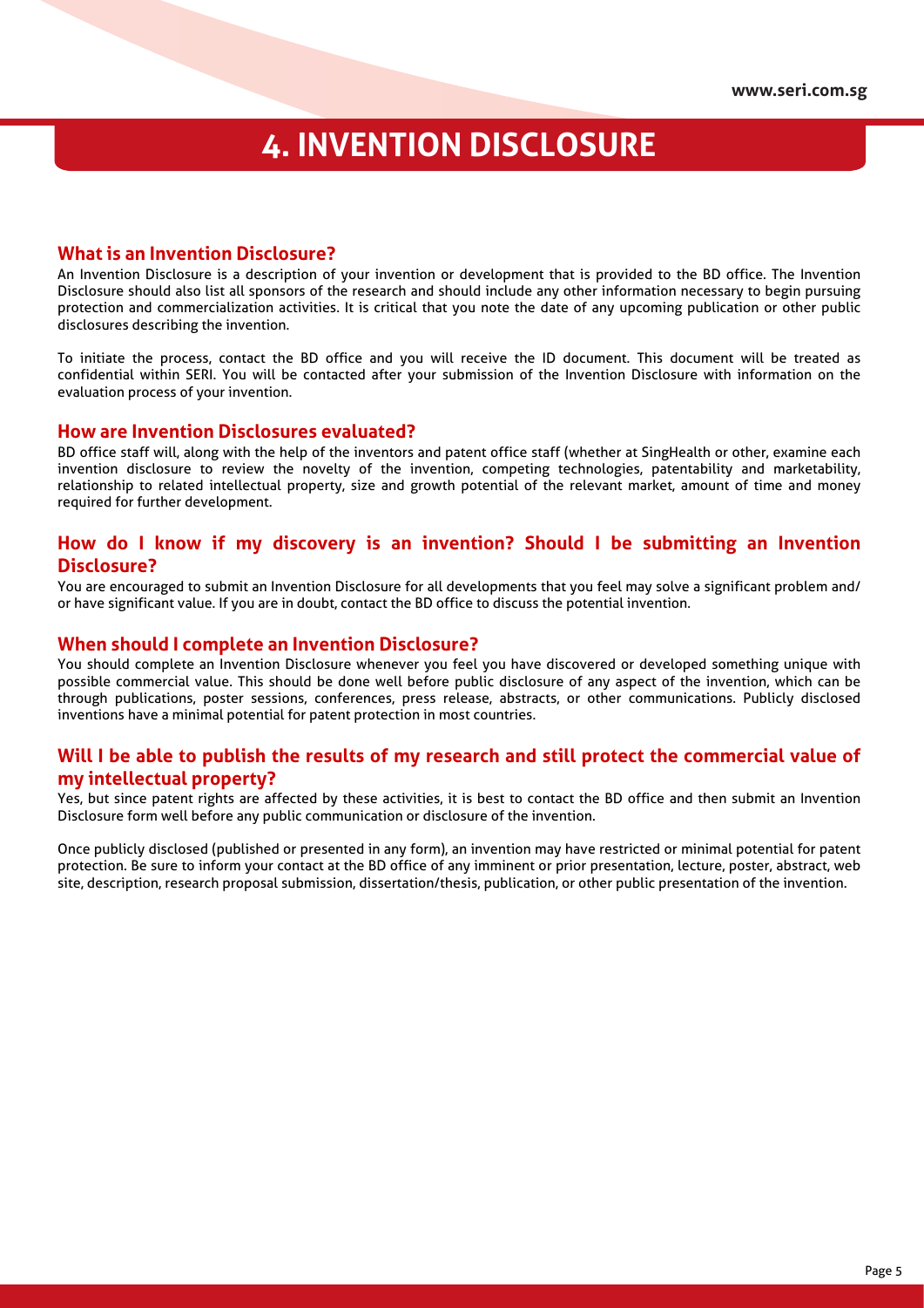# 4. INVENTION DISCLOSURE

## What is an Invention Disclosure?

An Invention Disclosure is a description of your invention or development that is provided to the BD office. The Invention Disclosure should also list all sponsors of the research and should include any other information necessary to begin pursuing protection and commercialization activities. It is critical that you note the date of any upcoming publication or other public disclosures describing the invention.

To initiate the process, contact the BD office and you will receive the ID document. This document will be treated as confidential within SERI. You will be contacted after your submission of the Invention Disclosure with information on the evaluation process of your invention.

## How are Invention Disclosures evaluated?

BD office staff will, along with the help of the inventors and patent office staff (whether at SingHealth or other, examine each invention disclosure to review the novelty of the invention, competing technologies, patentability and marketability, relationship to related intellectual property, size and growth potential of the relevant market, amount of time and money required for further development.

## How do I know if my discovery is an invention? Should I be submitting an Invention Disclosure?

You are encouraged to submit an Invention Disclosure for all developments that you feel may solve a significant problem and/ or have significant value. If you are in doubt, contact the BD office to discuss the potential invention.

## When should I complete an Invention Disclosure?

You should complete an Invention Disclosure whenever you feel you have discovered or developed something unique with possible commercial value. This should be done well before public disclosure of any aspect of the invention, which can be through publications, poster sessions, conferences, press release, abstracts, or other communications. Publicly disclosed inventions have a minimal potential for patent protection in most countries.

## Will I be able to publish the results of my research and still protect the commercial value of my intellectual property?

Yes, but since patent rights are affected by these activities, it is best to contact the BD office and then submit an Invention Disclosure form well before any public communication or disclosure of the invention.

Once publicly disclosed (published or presented in any form), an invention may have restricted or minimal potential for patent protection. Be sure to inform your contact at the BD office of any imminent or prior presentation, lecture, poster, abstract, web site, description, research proposal submission, dissertation/thesis, publication, or other public presentation of the invention.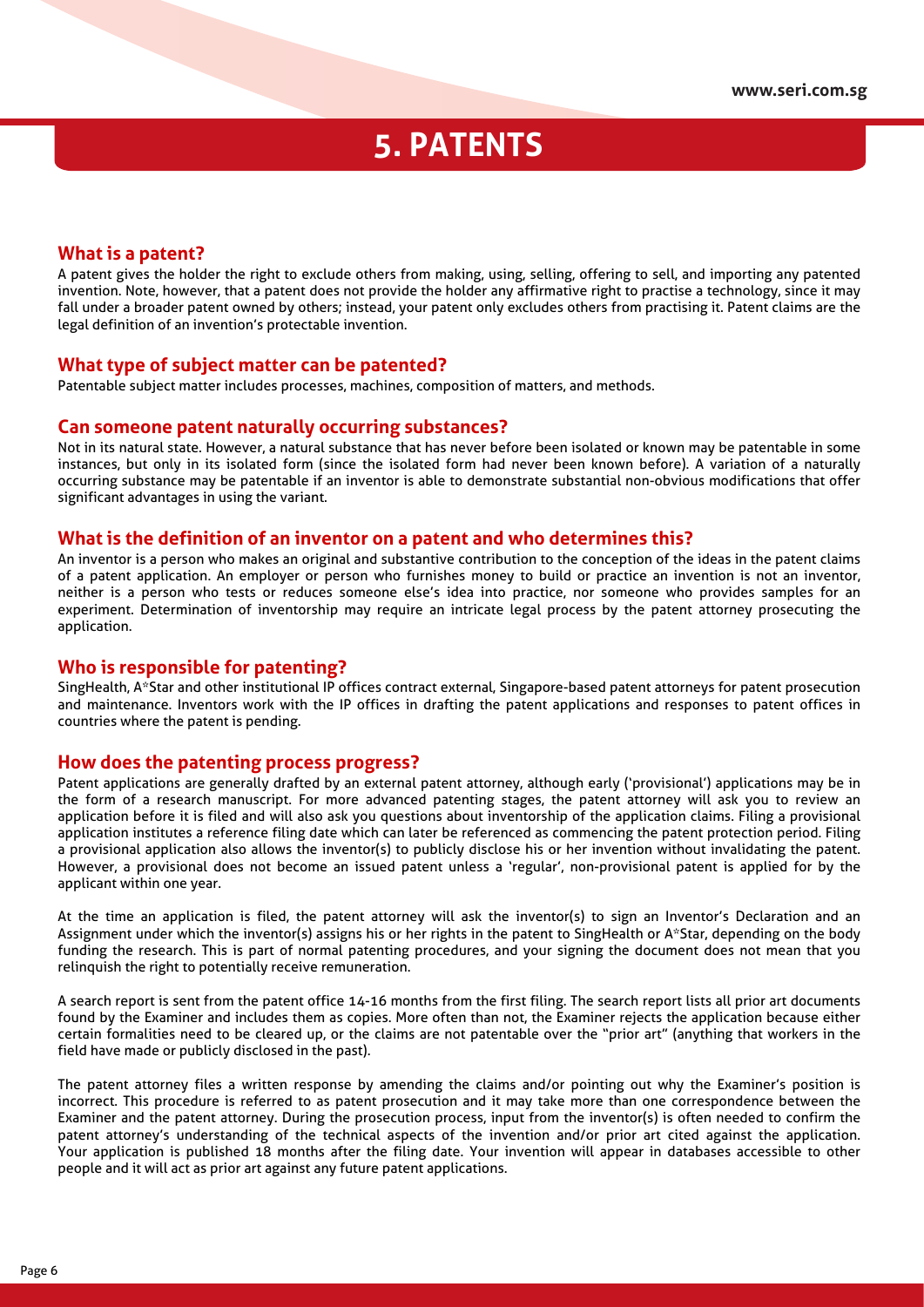# 5. PATENTS

## What is a patent?

A patent gives the holder the right to exclude others from making, using, selling, offering to sell, and importing any patented invention. Note, however, that a patent does not provide the holder any affirmative right to practise a technology, since it may fall under a broader patent owned by others; instead, your patent only excludes others from practising it. Patent claims are the legal definition of an invention's protectable invention.

## What type of subject matter can be patented?

Patentable subject matter includes processes, machines, composition of matters, and methods.

## Can someone patent naturally occurring substances?

Not in its natural state. However, a natural substance that has never before been isolated or known may be patentable in some instances, but only in its isolated form (since the isolated form had never been known before). A variation of a naturally occurring substance may be patentable if an inventor is able to demonstrate substantial non-obvious modifications that offer significant advantages in using the variant.

## What is the definition of an inventor on a patent and who determines this?

An inventor is a person who makes an original and substantive contribution to the conception of the ideas in the patent claims of a patent application. An employer or person who furnishes money to build or practice an invention is not an inventor, neither is a person who tests or reduces someone else's idea into practice, nor someone who provides samples for an experiment. Determination of inventorship may require an intricate legal process by the patent attorney prosecuting the application.

## Who is responsible for patenting?

SingHealth, A*Star and other institutional IP offices contract external, Singapore-based patent attorneys for patent prosecution and maintenance. Inventors work with the IP offices in drafting the patent applications and responses to patent offices in countries where the patent is pending.

## How does the patenting process progress?

Patent applications are generally drafted by an external patent attorney, although early ('provisional') applications may be in the form of a research manuscript. For more advanced patenting stages, the patent attorney will ask you to review an application before it is filed and will also ask you questions about inventorship of the application claims. Filing a provisional application institutes a reference filing date which can later be referenced as commencing the patent protection period. Filing a provisional application also allows the inventor(s) to publicly disclose his or her invention without invalidating the patent. However, a provisional does not become an issued patent unless a 'regular', non-provisional patent is applied for by the applicant within one year.

At the time an application is filed, the patent attorney will ask the inventor(s) to sign an Inventor's Declaration and an Assignment under which the inventor(s) assigns his or her rights in the patent to SingHealth or A*Star, depending on the body funding the research. This is part of normal patenting procedures, and your signing the document does not mean that you relinquish the right to potentially receive remuneration.

A search report is sent from the patent office 14-16 months from the first filing. The search report lists all prior art documents found by the Examiner and includes them as copies. More often than not, the Examiner rejects the application because either certain formalities need to be cleared up, or the claims are not patentable over the "prior art" (anything that workers in the field have made or publicly disclosed in the past).

The patent attorney files a written response by amending the claims and/or pointing out why the Examiner's position is incorrect. This procedure is referred to as patent prosecution and it may take more than one correspondence between the Examiner and the patent attorney. During the prosecution process, input from the inventor(s) is often needed to confirm the patent attorney's understanding of the technical aspects of the invention and/or prior art cited against the application. Your application is published 18 months after the filing date. Your invention will appear in databases accessible to other people and it will act as prior art against any future patent applications.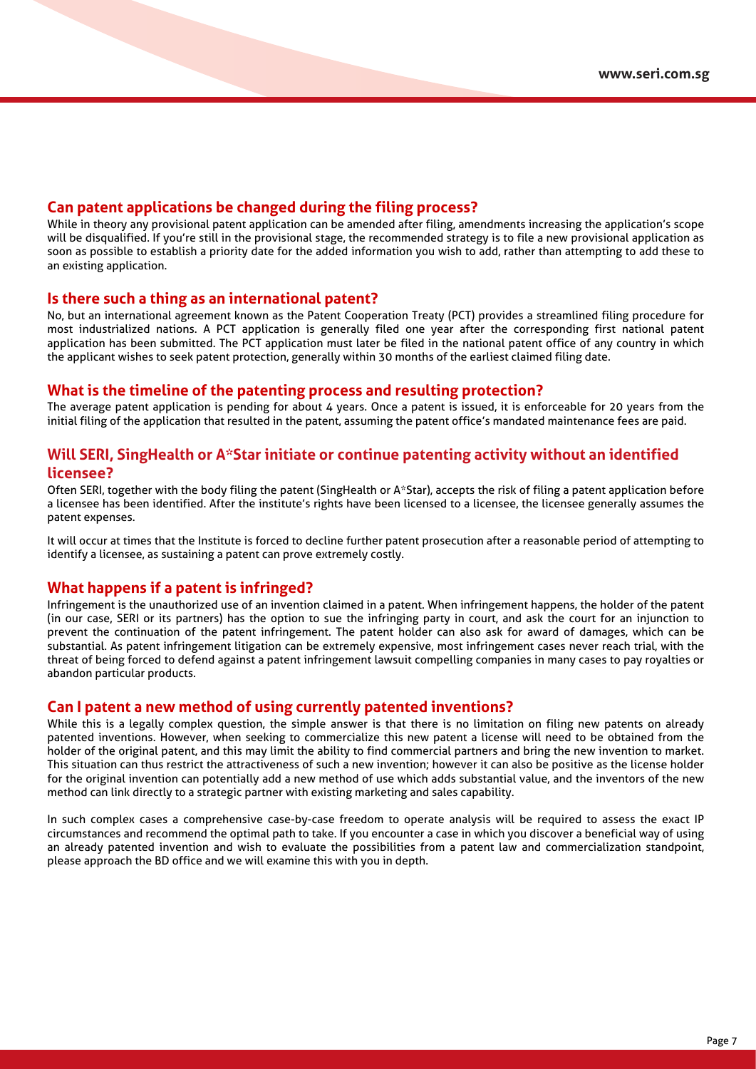## Can patent applications be changed during the filing process?

While in theory any provisional patent application can be amended after filing, amendments increasing the application's scope will be disqualified. If you're still in the provisional stage, the recommended strategy is to file a new provisional application as soon as possible to establish a priority date for the added information you wish to add, rather than attempting to add these to an existing application.

## Is there such a thing as an international patent?

No, but an international agreement known as the Patent Cooperation Treaty (PCT) provides a streamlined filing procedure for most industrialized nations. A PCT application is generally filed one year after the corresponding first national patent application has been submitted. The PCT application must later be filed in the national patent office of any country in which the applicant wishes to seek patent protection, generally within 30 months of the earliest claimed filing date.

## What is the timeline of the patenting process and resulting protection?

The average patent application is pending for about 4 years. Once a patent is issued, it is enforceable for 20 years from the initial filing of the application that resulted in the patent, assuming the patent office's mandated maintenance fees are paid.

## Will SERI, SingHealth or A*Star initiate or continue patenting activity without an identified licensee?

Often SERI, together with the body filing the patent (SingHealth or A*Star), accepts the risk of filing a patent application before a licensee has been identified. After the institute's rights have been licensed to a licensee, the licensee generally assumes the patent expenses.

It will occur at times that the Institute is forced to decline further patent prosecution after a reasonable period of attempting to identify a licensee, as sustaining a patent can prove extremely costly.

## What happens if a patent is infringed?

Infringement is the unauthorized use of an invention claimed in a patent. When infringement happens, the holder of the patent (in our case, SERI or its partners) has the option to sue the infringing party in court, and ask the court for an injunction to prevent the continuation of the patent infringement. The patent holder can also ask for award of damages, which can be substantial. As patent infringement litigation can be extremely expensive, most infringement cases never reach trial, with the threat of being forced to defend against a patent infringement lawsuit compelling companies in many cases to pay royalties or abandon particular products.

## Can I patent a new method of using currently patented inventions?

While this is a legally complex question, the simple answer is that there is no limitation on filing new patents on already patented inventions. However, when seeking to commercialize this new patent a license will need to be obtained from the holder of the original patent, and this may limit the ability to find commercial partners and bring the new invention to market. This situation can thus restrict the attractiveness of such a new invention; however it can also be positive as the license holder for the original invention can potentially add a new method of use which adds substantial value, and the inventors of the new method can link directly to a strategic partner with existing marketing and sales capability.

In such complex cases a comprehensive case-by-case freedom to operate analysis will be required to assess the exact IP circumstances and recommend the optimal path to take. If you encounter a case in which you discover a beneficial way of using an already patented invention and wish to evaluate the possibilities from a patent law and commercialization standpoint, please approach the BD office and we will examine this with you in depth.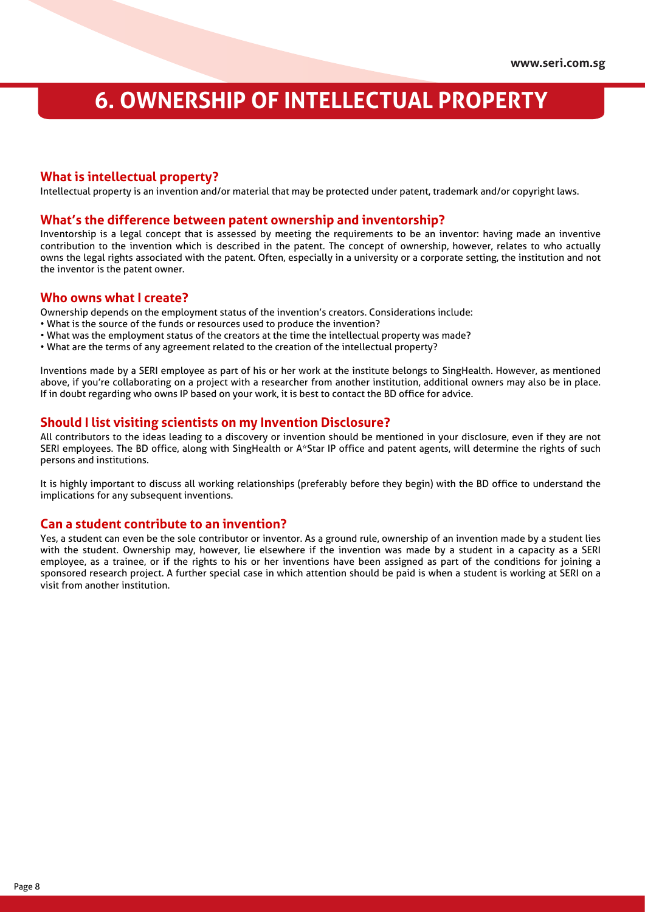# 6. OWNERSHIP OF INTELLECTUAL PROPERTY

## What is intellectual property?

Intellectual property is an invention and/or material that may be protected under patent, trademark and/or copyright laws.

## What's the difference between patent ownership and inventorship?

Inventorship is a legal concept that is assessed by meeting the requirements to be an inventor: having made an inventive contribution to the invention which is described in the patent. The concept of ownership, however, relates to who actually owns the legal rights associated with the patent. Often, especially in a university or a corporate setting, the institution and not the inventor is the patent owner.

## Who owns what I create?

Ownership depends on the employment status of the invention's creators. Considerations include:

- What is the source of the funds or resources used to produce the invention?
- What was the employment status of the creators at the time the intellectual property was made?
- What are the terms of any agreement related to the creation of the intellectual property?

Inventions made by a SERI employee as part of his or her work at the institute belongs to SingHealth. However, as mentioned above, if you're collaborating on a project with a researcher from another institution, additional owners may also be in place. If in doubt regarding who owns IP based on your work, it is best to contact the BD office for advice.

## Should I list visiting scientists on my Invention Disclosure?

All contributors to the ideas leading to a discovery or invention should be mentioned in your disclosure, even if they are not SERI employees. The BD office, along with SingHealth or A*Star IP office and patent agents, will determine the rights of such persons and institutions.

It is highly important to discuss all working relationships (preferably before they begin) with the BD office to understand the implications for any subsequent inventions.

## Can a student contribute to an invention?

Yes, a student can even be the sole contributor or inventor. As a ground rule, ownership of an invention made by a student lies with the student. Ownership may, however, lie elsewhere if the invention was made by a student in a capacity as a SERI employee, as a trainee, or if the rights to his or her inventions have been assigned as part of the conditions for joining a sponsored research project. A further special case in which attention should be paid is when a student is working at SERI on a visit from another institution.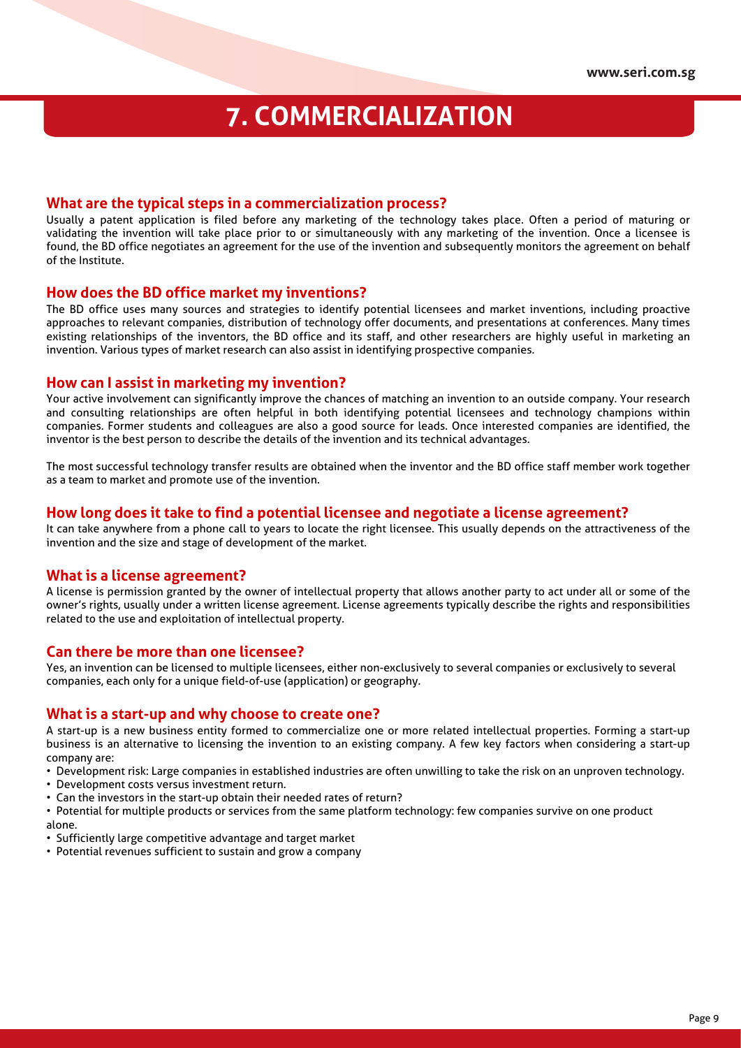# 7. COMMERCIALIZATION

## What are the typical steps in a commercialization process?

Usually a patent application is filed before any marketing of the technology takes place. Often a period of maturing or validating the invention will take place prior to or simultaneously with any marketing of the invention. Once a licensee is found, the BD office negotiates an agreement for the use of the invention and subsequently monitors the agreement on behalf of the Institute.

## How does the BD office market my inventions?

The BD office uses many sources and strategies to identify potential licensees and market inventions, including proactive approaches to relevant companies, distribution of technology offer documents, and presentations at conferences. Many times existing relationships of the inventors, the BD office and its staff, and other researchers are highly useful in marketing an invention. Various types of market research can also assist in identifying prospective companies.

## How can I assist in marketing my invention?

Your active involvement can significantly improve the chances of matching an invention to an outside company. Your research and consulting relationships are often helpful in both identifying potential licensees and technology champions within companies. Former students and colleagues are also a good source for leads. Once interested companies are identified, the inventor is the best person to describe the details of the invention and its technical advantages.

The most successful technology transfer results are obtained when the inventor and the BD office staff member work together as a team to market and promote use of the invention.

## How long does it take to find a potential licensee and negotiate a license agreement?

It can take anywhere from a phone call to years to locate the right licensee. This usually depends on the attractiveness of the invention and the size and stage of development of the market.

## What is a license agreement?

A license is permission granted by the owner of intellectual property that allows another party to act under all or some of the owner's rights, usually under a written license agreement. License agreements typically describe the rights and responsibilities related to the use and exploitation of intellectual property.

## Can there be more than one licensee?

Yes, an invention can be licensed to multiple licensees, either non-exclusively to several companies or exclusively to several companies, each only for a unique field-of-use (application) or geography.

## What is a start-up and why choose to create one?

A start-up is a new business entity formed to commercialize one or more related intellectual properties. Forming a start-up business is an alternative to licensing the invention to an existing company. A few key factors when considering a start-up company are:

- Development risk: Large companies in established industries are often unwilling to take the risk on an unproven technology.
- Development costs versus investment return.
- Can the investors in the start-up obtain their needed rates of return?
- Potential for multiple products or services from the same platform technology: few companies survive on one product alone.
- Sufficiently large competitive advantage and target market
- Potential revenues sufficient to sustain and grow a company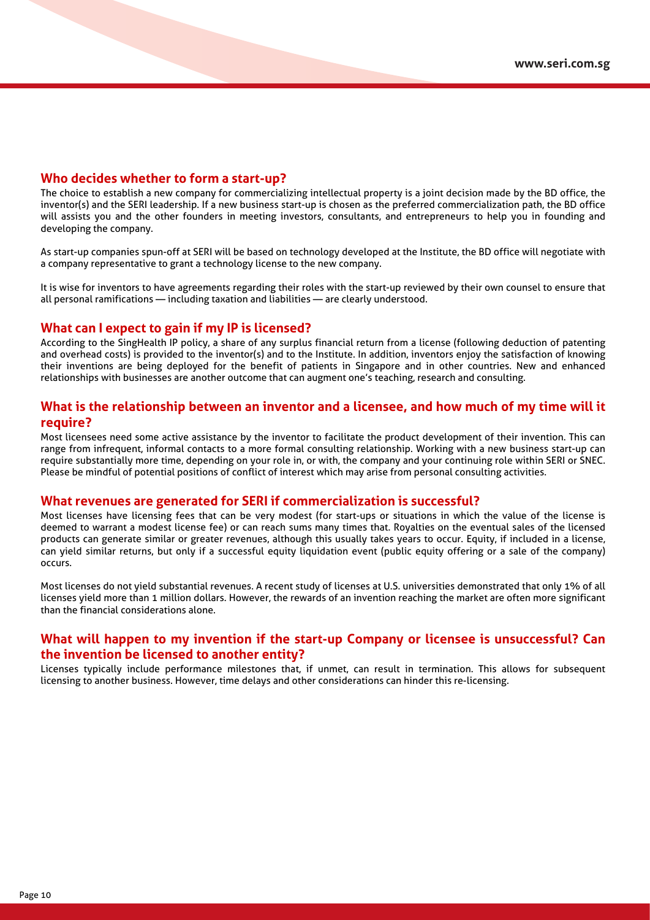## Who decides whether to form a start-up?

The choice to establish a new company for commercializing intellectual property is a joint decision made by the BD office, the inventor(s) and the SERI leadership. If a new business start-up is chosen as the preferred commercialization path, the BD office will assists you and the other founders in meeting investors, consultants, and entrepreneurs to help you in founding and developing the company.

As start-up companies spun-off at SERI will be based on technology developed at the Institute, the BD office will negotiate with a company representative to grant a technology license to the new company.

It is wise for inventors to have agreements regarding their roles with the start-up reviewed by their own counsel to ensure that all personal ramifications — including taxation and liabilities — are clearly understood.

## What can I expect to gain if my IP is licensed?

According to the SingHealth IP policy, a share of any surplus financial return from a license (following deduction of patenting and overhead costs) is provided to the inventor(s) and to the Institute. In addition, inventors enjoy the satisfaction of knowing their inventions are being deployed for the benefit of patients in Singapore and in other countries. New and enhanced relationships with businesses are another outcome that can augment one's teaching, research and consulting.

## What is the relationship between an inventor and a licensee, and how much of my time will it require?

Most licensees need some active assistance by the inventor to facilitate the product development of their invention. This can range from infrequent, informal contacts to a more formal consulting relationship. Working with a new business start-up can require substantially more time, depending on your role in, or with, the company and your continuing role within SERI or SNEC. Please be mindful of potential positions of conflict of interest which may arise from personal consulting activities.

## What revenues are generated for SERI if commercialization is successful?

Most licenses have licensing fees that can be very modest (for start-ups or situations in which the value of the license is deemed to warrant a modest license fee) or can reach sums many times that. Royalties on the eventual sales of the licensed products can generate similar or greater revenues, although this usually takes years to occur. Equity, if included in a license, can yield similar returns, but only if a successful equity liquidation event (public equity offering or a sale of the company) occurs.

Most licenses do not yield substantial revenues. A recent study of licenses at U.S. universities demonstrated that only 1% of all licenses yield more than 1 million dollars. However, the rewards of an invention reaching the market are often more significant than the financial considerations alone.

## What will happen to my invention if the start-up Company or licensee is unsuccessful? Can the invention be licensed to another entity?

Licenses typically include performance milestones that, if unmet, can result in termination. This allows for subsequent licensing to another business. However, time delays and other considerations can hinder this re-licensing.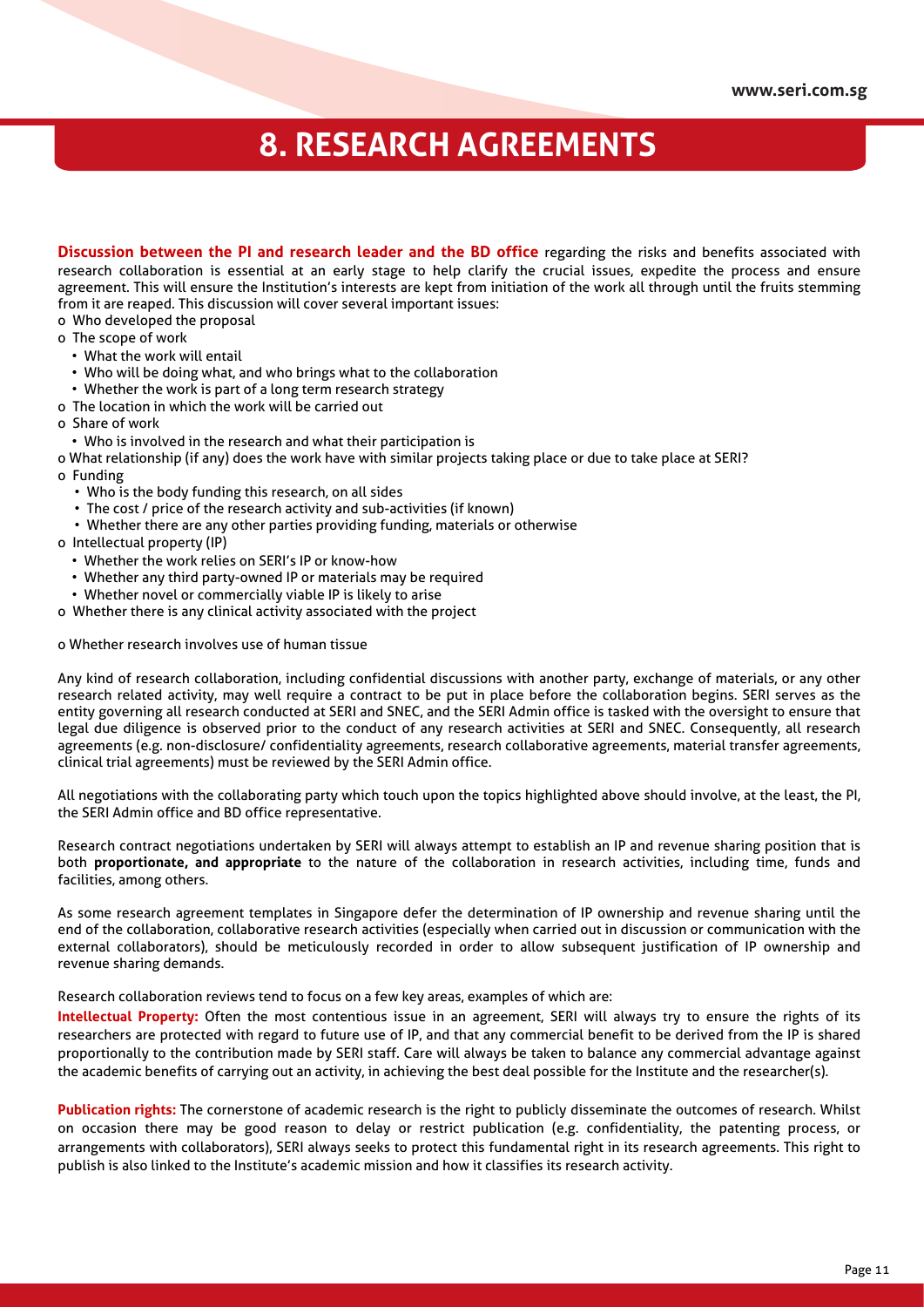# 8. RESEARCH AGREEMENTS

**Discussion between the PI and research leader and the BD office** regarding the risks and benefits associated with research collaboration is essential at an early stage to help clarify the crucial issues, expedite the process and ensure agreement. This will ensure the Institution's interests are kept from initiation of the work all through until the fruits stemming from it are reaped. This discussion will cover several important issues:

- Who developed the proposal
- The scope of work
  - What the work will entail
  - Who will be doing what, and who brings what to the collaboration
  - Whether the work is part of a long term research strategy
- The location in which the work will be carried out
- Share of work
  - Who is involved in the research and what their participation is
- What relationship (if any) does the work have with similar projects taking place or due to take place at SERI?
- Funding
  - Who is the body funding this research, on all sides
  - The cost / price of the research activity and sub-activities (if known)
  - Whether there are any other parties providing funding, materials or otherwise
- Intellectual property (IP)
  - Whether the work relies on SERI's IP or know-how
  - Whether any third party-owned IP or materials may be required
  - Whether novel or commercially viable IP is likely to arise
- Whether there is any clinical activity associated with the project
- Whether research involves use of human tissue

Any kind of research collaboration, including confidential discussions with another party, exchange of materials, or any other research related activity, may well require a contract to be put in place before the collaboration begins. SERI serves as the entity governing all research conducted at SERI and SNEC, and the SERI Admin office is tasked with the oversight to ensure that legal due diligence is observed prior to the conduct of any research activities at SERI and SNEC. Consequently, all research agreements (e.g. non-disclosure/ confidentiality agreements, research collaborative agreements, material transfer agreements, clinical trial agreements) must be reviewed by the SERI Admin office.

All negotiations with the collaborating party which touch upon the topics highlighted above should involve, at the least, the PI, the SERI Admin office and BD office representative.

Research contract negotiations undertaken by SERI will always attempt to establish an IP and revenue sharing position that is both **proportionate, and appropriate** to the nature of the collaboration in research activities, including time, funds and facilities, among others.

As some research agreement templates in Singapore defer the determination of IP ownership and revenue sharing until the end of the collaboration, collaborative research activities (especially when carried out in discussion or communication with the external collaborators), should be meticulously recorded in order to allow subsequent justification of IP ownership and revenue sharing demands.

Research collaboration reviews tend to focus on a few key areas, examples of which are:

**Intellectual Property:** Often the most contentious issue in an agreement, SERI will always try to ensure the rights of its researchers are protected with regard to future use of IP, and that any commercial benefit to be derived from the IP is shared proportionally to the contribution made by SERI staff. Care will always be taken to balance any commercial advantage against the academic benefits of carrying out an activity, in achieving the best deal possible for the Institute and the researcher(s).

**Publication rights:** The cornerstone of academic research is the right to publicly disseminate the outcomes of research. Whilst on occasion there may be good reason to delay or restrict publication (e.g. confidentiality, the patenting process, or arrangements with collaborators), SERI always seeks to protect this fundamental right in its research agreements. This right to publish is also linked to the Institute's academic mission and how it classifies its research activity.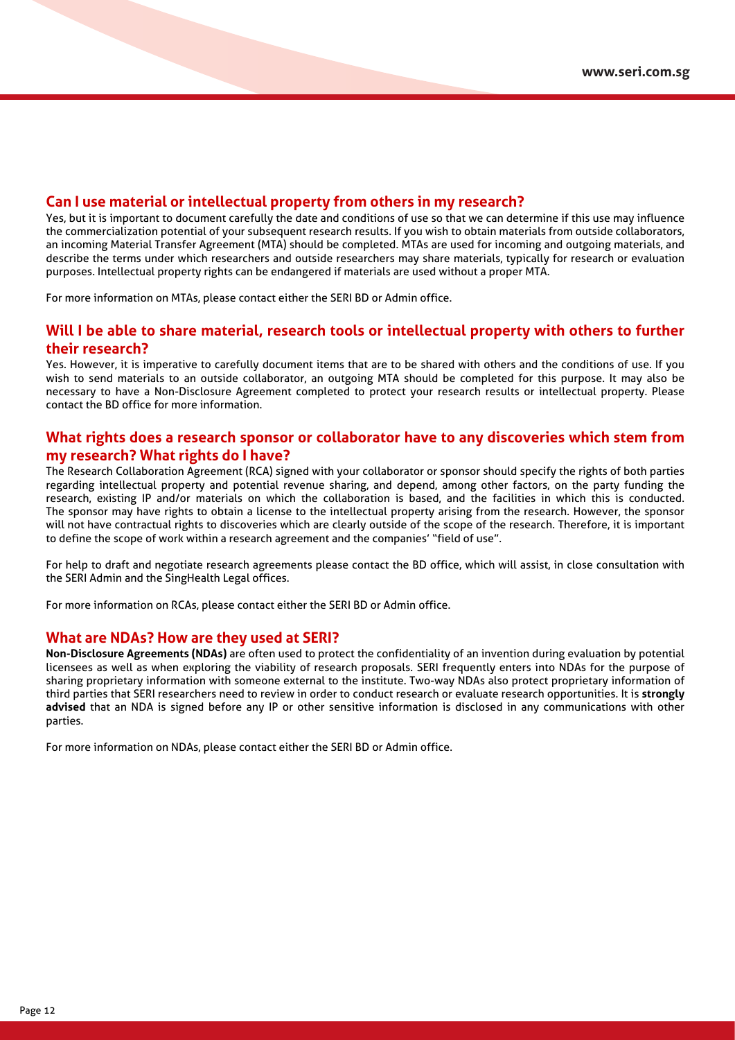## Can I use material or intellectual property from others in my research?

Yes, but it is important to document carefully the date and conditions of use so that we can determine if this use may influence the commercialization potential of your subsequent research results. If you wish to obtain materials from outside collaborators, an incoming Material Transfer Agreement (MTA) should be completed. MTAs are used for incoming and outgoing materials, and describe the terms under which researchers and outside researchers may share materials, typically for research or evaluation purposes. Intellectual property rights can be endangered if materials are used without a proper MTA.

For more information on MTAs, please contact either the SERI BD or Admin office.

## Will I be able to share material, research tools or intellectual property with others to further their research?

Yes. However, it is imperative to carefully document items that are to be shared with others and the conditions of use. If you wish to send materials to an outside collaborator, an outgoing MTA should be completed for this purpose. It may also be necessary to have a Non-Disclosure Agreement completed to protect your research results or intellectual property. Please contact the BD office for more information.

## What rights does a research sponsor or collaborator have to any discoveries which stem from my research? What rights do I have?

The Research Collaboration Agreement (RCA) signed with your collaborator or sponsor should specify the rights of both parties regarding intellectual property and potential revenue sharing, and depend, among other factors, on the party funding the research, existing IP and/or materials on which the collaboration is based, and the facilities in which this is conducted. The sponsor may have rights to obtain a license to the intellectual property arising from the research. However, the sponsor will not have contractual rights to discoveries which are clearly outside of the scope of the research. Therefore, it is important to define the scope of work within a research agreement and the companies' "field of use".

For help to draft and negotiate research agreements please contact the BD office, which will assist, in close consultation with the SERI Admin and the SingHealth Legal offices.

For more information on RCAs, please contact either the SERI BD or Admin office.

## What are NDAs? How are they used at SERI?

**Non-Disclosure Agreements (NDAs)** are often used to protect the confidentiality of an invention during evaluation by potential licensees as well as when exploring the viability of research proposals. SERI frequently enters into NDAs for the purpose of sharing proprietary information with someone external to the institute. Two-way NDAs also protect proprietary information of third parties that SERI researchers need to review in order to conduct research or evaluate research opportunities. It is **strongly advised** that an NDA is signed before any IP or other sensitive information is disclosed in any communications with other parties.

For more information on NDAs, please contact either the SERI BD or Admin office.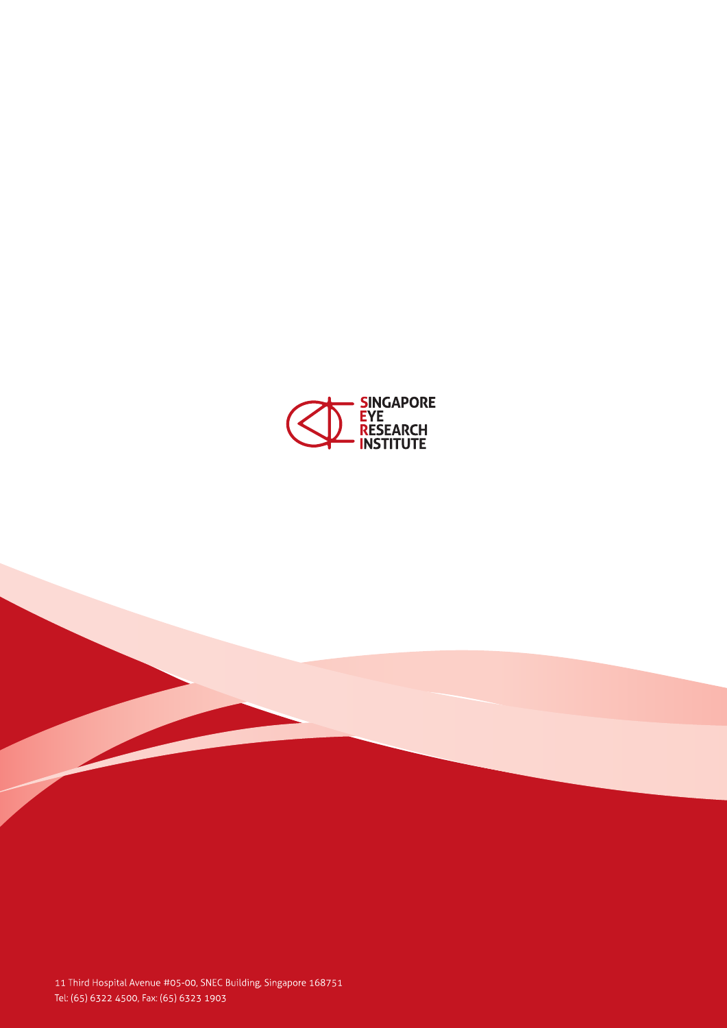SINGAPORE EYE RESEARCH INSTITUTE

11 Third Hospital Avenue #05-00, SNEC Building, Singapore 168751
Tel: (65) 6322 4500, Fax: (65) 6323 1903